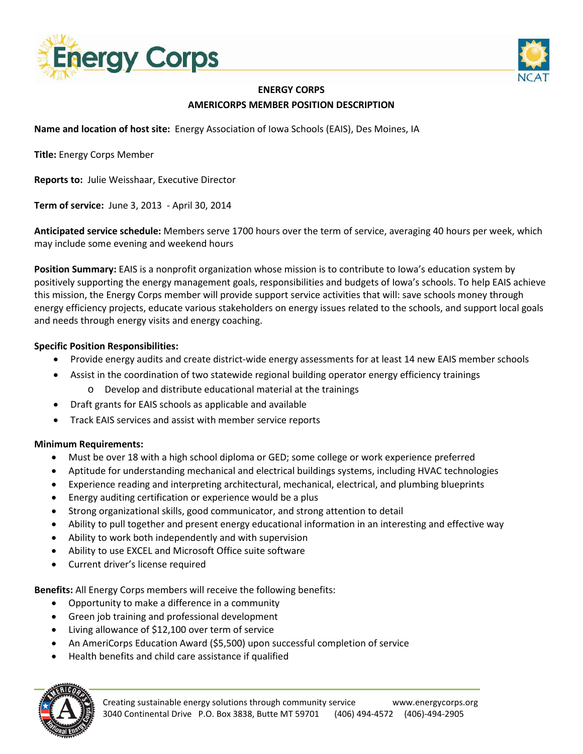# ENERGY CORPS

## AMERICORPS MEMBER POSITION DESCRIPTION

**Name and location of host site:** Energy Association of Iowa Schools (EAIS), Des Moines, IA

**Title:** Energy Corps Member

**Reports to:** Julie Weisshaar, Executive Director

**Term of service:** June 3, 2013 - April 30, 2014

**Anticipated service schedule:** Members serve 1700 hours over the term of service, averaging 40 hours per week, which may include some evening and weekend hours

**Position Summary:** EAIS is a nonprofit organization whose mission is to contribute to Iowa's education system by positively supporting the energy management goals, responsibilities and budgets of Iowa's schools. To help EAIS achieve this mission, the Energy Corps member will provide support service activities that will: save schools money through energy efficiency projects, educate various stakeholders on energy issues related to the schools, and support local goals and needs through energy visits and energy coaching.

**Specific Position Responsibilities:**

- Provide energy audits and create district-wide energy assessments for at least 14 new EAIS member schools
- Assist in the coordination of two statewide regional building operator energy efficiency trainings
  - Develop and distribute educational material at the trainings
- Draft grants for EAIS schools as applicable and available
- Track EAIS services and assist with member service reports

**Minimum Requirements:**

- Must be over 18 with a high school diploma or GED; some college or work experience preferred
- Aptitude for understanding mechanical and electrical buildings systems, including HVAC technologies
- Experience reading and interpreting architectural, mechanical, electrical, and plumbing blueprints
- Energy auditing certification or experience would be a plus
- Strong organizational skills, good communicator, and strong attention to detail
- Ability to pull together and present energy educational information in an interesting and effective way
- Ability to work both independently and with supervision
- Ability to use EXCEL and Microsoft Office suite software
- Current driver's license required

**Benefits:** All Energy Corps members will receive the following benefits:

- Opportunity to make a difference in a community
- Green job training and professional development
- Living allowance of $12,100 over term of service
- An AmeriCorps Education Award ($5,500) upon successful completion of service
- Health benefits and child care assistance if qualified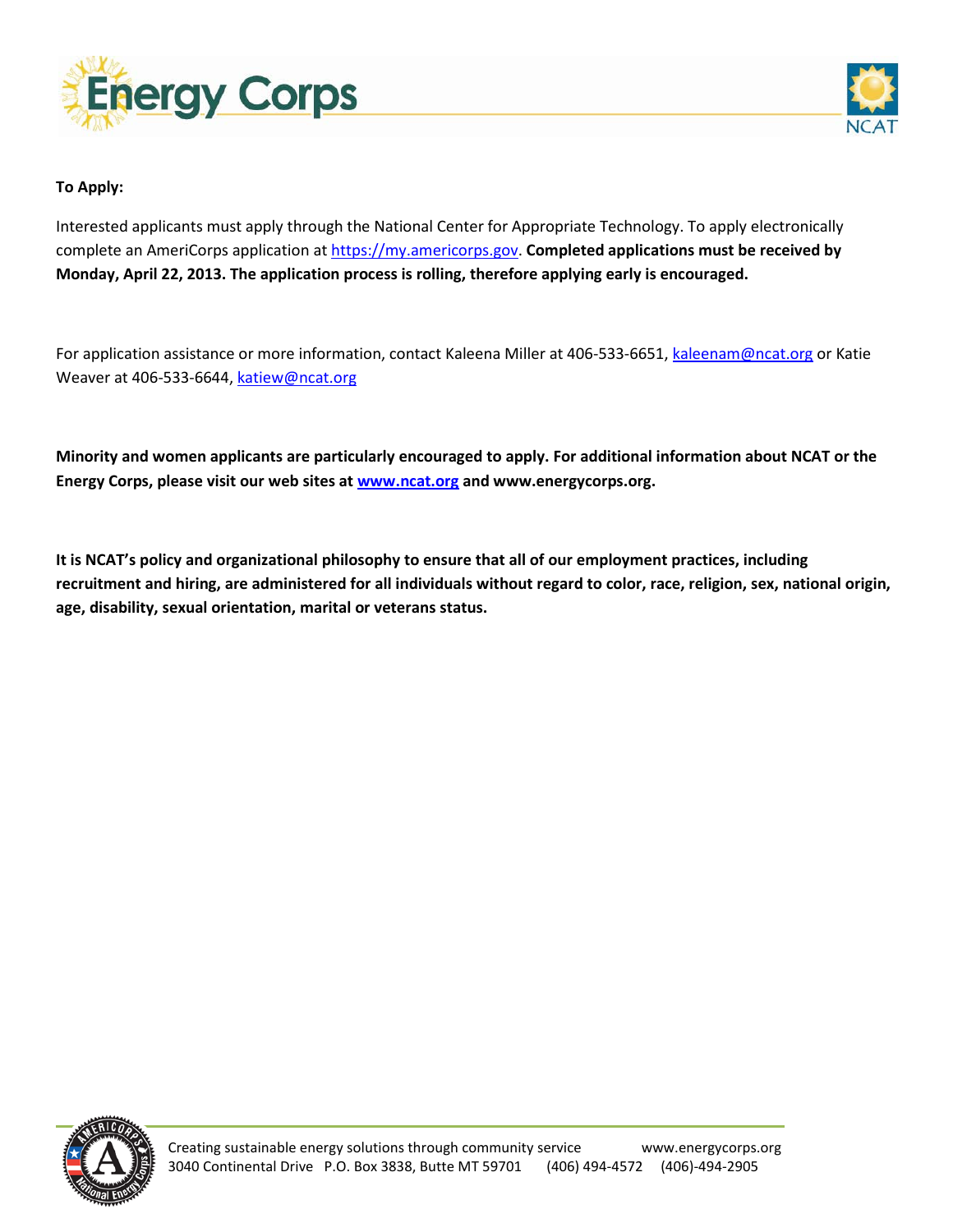**To Apply:**

Interested applicants must apply through the National Center for Appropriate Technology. To apply electronically complete an AmeriCorps application at https://my.americorps.gov. **Completed applications must be received by Monday, April 22, 2013. The application process is rolling, therefore applying early is encouraged.**

For application assistance or more information, contact Kaleena Miller at 406-533-6651, kaleenam@ncat.org or Katie Weaver at 406-533-6644, katiew@ncat.org

**Minority and women applicants are particularly encouraged to apply. For additional information about NCAT or the Energy Corps, please visit our web sites at www.ncat.org and www.energycorps.org.**

**It is NCAT's policy and organizational philosophy to ensure that all of our employment practices, including recruitment and hiring, are administered for all individuals without regard to color, race, religion, sex, national origin, age, disability, sexual orientation, marital or veterans status.**